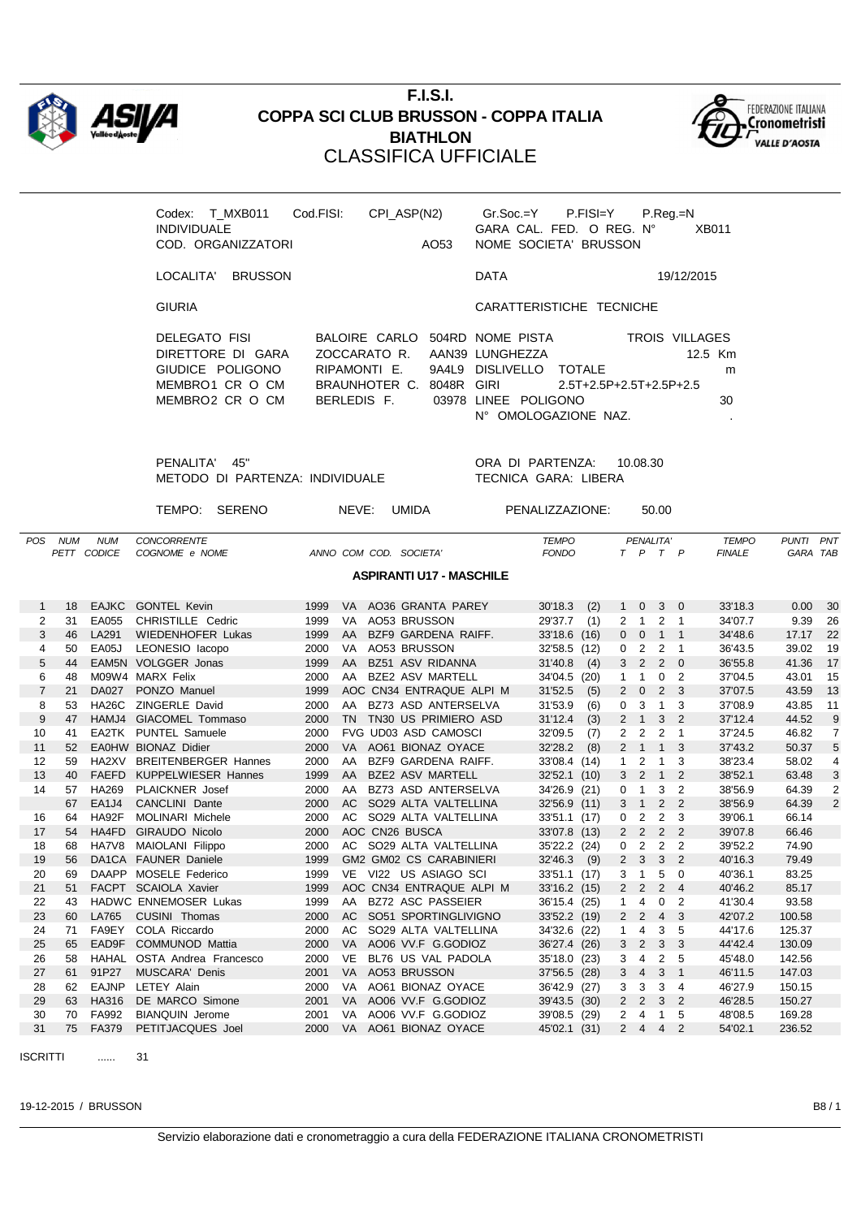# F.I.S.I.
## COPPA SCI CLUB BRUSSON - COPPA ITALIA
## BIATHLON
## CLASSIFICA UFFICIALE

Codex: T_MXB011 Cod.FISI: CPI_ASP(N2) Gr.Soc.=Y P.FISI=Y P.Reg.=N
INDIVIDUALE GARA CAL. FED. O REG. N° XB011
COD. ORGANIZZATORI AO53 NOME SOCIETA' BRUSSON

LOCALITA' BRUSSON DATA 19/12/2015

GIURIA CARATTERISTICHE TECNICHE

DELEGATO FISI BALOIRE CARLO 504RD NOME PISTA TROIS VILLAGES
DIRETTORE DI GARA ZOCCARATO R. AAN39 LUNGHEZZA 12.5 Km
GIUDICE POLIGONO RIPAMONTI E. 9A4L9 DISLIVELLO TOTALE m
MEMBRO1 CR O CM BRAUNHOTER C. 8048R GIRI 2.5T+2.5P+2.5T+2.5P+2.5
MEMBRO2 CR O CM BERLEDIS F. 03978 LINEE POLIGONO 30
N° OMOLOGAZIONE NAZ. .

PENALITA' 45" ORA DI PARTENZA: 10.08.30
METODO DI PARTENZA: INDIVIDUALE TECNICA GARA: LIBERA

TEMPO: SERENO NEVE: UMIDA PENALIZZAZIONE: 50.00

### ASPIRANTI U17 - MASCHILE

| POS | NUM PETT | NUM CODICE | CONCORRENTE COGNOME e NOME | ANNO | COM | COD. SOCIETA' | TEMPO FONDO | | PENALITA' T | P | T | P | TEMPO FINALE | PUNTI GARA | PNT TAB |
|---|---|---|---|---|---|---|---|---|---|---|---|---|---|---|---|
| 1 | 18 | EAJKC | GONTEL Kevin | 1999 | VA | AO36 GRANTA PAREY | 30'18.3 | (2) | 1 | 0 | 3 | 0 | 33'18.3 | 0.00 | 30 |
| 2 | 31 | EA055 | CHRISTILLE Cedric | 1999 | VA | AO53 BRUSSON | 29'37.7 | (1) | 2 | 1 | 2 | 1 | 34'07.7 | 9.39 | 26 |
| 3 | 46 | LA291 | WIEDENHOFER Lukas | 1999 | AA | BZF9 GARDENA RAIFF. | 33'18.6 | (16) | 0 | 0 | 1 | 1 | 34'48.6 | 17.17 | 22 |
| 4 | 50 | EA05J | LEONESIO Iacopo | 2000 | VA | AO53 BRUSSON | 32'58.5 | (12) | 0 | 2 | 2 | 1 | 36'43.5 | 39.02 | 19 |
| 5 | 44 | EAM5N | VOLGGER Jonas | 1999 | AA | BZ51 ASV RIDANNA | 31'40.8 | (4) | 3 | 2 | 2 | 0 | 36'55.8 | 41.36 | 17 |
| 6 | 48 | M09W4 | MARX Felix | 2000 | AA | BZE2 ASV MARTELL | 34'04.5 | (20) | 1 | 1 | 0 | 2 | 37'04.5 | 43.01 | 15 |
| 7 | 21 | DA027 | PONZO Manuel | 1999 | AOC | CN34 ENTRAQUE ALPI M | 31'52.5 | (5) | 2 | 0 | 2 | 3 | 37'07.5 | 43.59 | 13 |
| 8 | 53 | HA26C | ZINGERLE David | 2000 | AA | BZ73 ASD ANTERSELVA | 31'53.9 | (6) | 0 | 3 | 1 | 3 | 37'08.9 | 43.85 | 11 |
| 9 | 47 | HAMJ4 | GIACOMEL Tommaso | 2000 | TN | TN30 US PRIMIERO ASD | 31'12.4 | (3) | 2 | 1 | 3 | 2 | 37'12.4 | 44.52 | 9 |
| 10 | 41 | EA2TK | PUNTEL Samuele | 2000 | FVG | UD03 ASD CAMOSCI | 32'09.5 | (7) | 2 | 2 | 2 | 1 | 37'24.5 | 46.82 | 7 |
| 11 | 52 | EA0HW | BIONAZ Didier | 2000 | VA | AO61 BIONAZ OYACE | 32'28.2 | (8) | 2 | 1 | 1 | 3 | 37'43.2 | 50.37 | 5 |
| 12 | 59 | HA2XV | BREITENBERGER Hannes | 2000 | AA | BZF9 GARDENA RAIFF. | 33'08.4 | (14) | 1 | 2 | 1 | 3 | 38'23.4 | 58.02 | 4 |
| 13 | 40 | FAEFD | KUPPELWIESER Hannes | 1999 | AA | BZE2 ASV MARTELL | 32'52.1 | (10) | 3 | 2 | 1 | 2 | 38'52.1 | 63.48 | 3 |
| 14 | 57 | HA269 | PLAICKNER Josef | 2000 | AA | BZ73 ASD ANTERSELVA | 34'26.9 | (21) | 0 | 1 | 3 | 2 | 38'56.9 | 64.39 | 2 |
| | 67 | EA1J4 | CANCLINI Dante | 2000 | AC | SO29 ALTA VALTELLINA | 32'56.9 | (11) | 3 | 1 | 2 | 2 | 38'56.9 | 64.39 | 2 |
| 16 | 64 | HA92F | MOLINARI Michele | 2000 | AC | SO29 ALTA VALTELLINA | 33'51.1 | (17) | 0 | 2 | 2 | 3 | 39'06.1 | 66.14 | |
| 17 | 54 | HA4FD | GIRAUDO Nicolo | 2000 | AOC | CN26 BUSCA | 33'07.8 | (13) | 2 | 2 | 2 | 2 | 39'07.8 | 66.46 | |
| 18 | 68 | HA7V8 | MAIOLANI Filippo | 2000 | AC | SO29 ALTA VALTELLINA | 35'22.2 | (24) | 0 | 2 | 2 | 2 | 39'52.2 | 74.90 | |
| 19 | 56 | DA1CA | FAUNER Daniele | 1999 | GM2 | GM02 CS CARABINIERI | 32'46.3 | (9) | 2 | 3 | 3 | 2 | 40'16.3 | 79.49 | |
| 20 | 69 | DAAPP | MOSELE Federico | 1999 | VE | VI22 US ASIAGO SCI | 33'51.1 | (17) | 3 | 1 | 5 | 0 | 40'36.1 | 83.25 | |
| 21 | 51 | FACPT | SCAIOLA Xavier | 1999 | AOC | CN34 ENTRAQUE ALPI M | 33'16.2 | (15) | 2 | 2 | 2 | 4 | 40'46.2 | 85.17 | |
| 22 | 43 | HADWC | ENNEMOSER Lukas | 1999 | AA | BZ72 ASC PASSEIER | 36'15.4 | (25) | 1 | 4 | 0 | 2 | 41'30.4 | 93.58 | |
| 23 | 60 | LA765 | CUSINI Thomas | 2000 | AC | SO51 SPORTINGLIVIGNO | 33'52.2 | (19) | 2 | 2 | 4 | 3 | 42'07.2 | 100.58 | |
| 24 | 71 | FA9EY | COLA Riccardo | 2000 | AC | SO29 ALTA VALTELLINA | 34'32.6 | (22) | 1 | 4 | 3 | 5 | 44'17.6 | 125.37 | |
| 25 | 65 | EAD9F | COMMUNOD Mattia | 2000 | VA | AO06 VV.F G.GODIOZ | 36'27.4 | (26) | 3 | 2 | 3 | 3 | 44'42.4 | 130.09 | |
| 26 | 58 | HAHAL | OSTA Andrea Francesco | 2000 | VE | BL76 US VAL PADOLA | 35'18.0 | (23) | 3 | 4 | 2 | 5 | 45'48.0 | 142.56 | |
| 27 | 61 | 91P27 | MUSCARA' Denis | 2001 | VA | AO53 BRUSSON | 37'56.5 | (28) | 3 | 4 | 3 | 1 | 46'11.5 | 147.03 | |
| 28 | 62 | EAJNP | LETEY Alain | 2000 | VA | AO61 BIONAZ OYACE | 36'42.9 | (27) | 3 | 3 | 3 | 4 | 46'27.9 | 150.15 | |
| 29 | 63 | HA316 | DE MARCO Simone | 2001 | VA | AO06 VV.F G.GODIOZ | 39'43.5 | (30) | 2 | 2 | 3 | 2 | 46'28.5 | 150.27 | |
| 30 | 70 | FA992 | BIANQUIN Jerome | 2001 | VA | AO06 VV.F G.GODIOZ | 39'08.5 | (29) | 2 | 4 | 1 | 5 | 48'08.5 | 169.28 | |
| 31 | 75 | FA379 | PETITJACQUES Joel | 2000 | VA | AO61 BIONAZ OYACE | 45'02.1 | (31) | 2 | 4 | 4 | 2 | 54'02.1 | 236.52 | |

ISCRITTI ...... 31

19-12-2015 / BRUSSON B8 / 1

Servizio elaborazione dati e cronometraggio a cura della FEDERAZIONE ITALIANA CRONOMETRISTI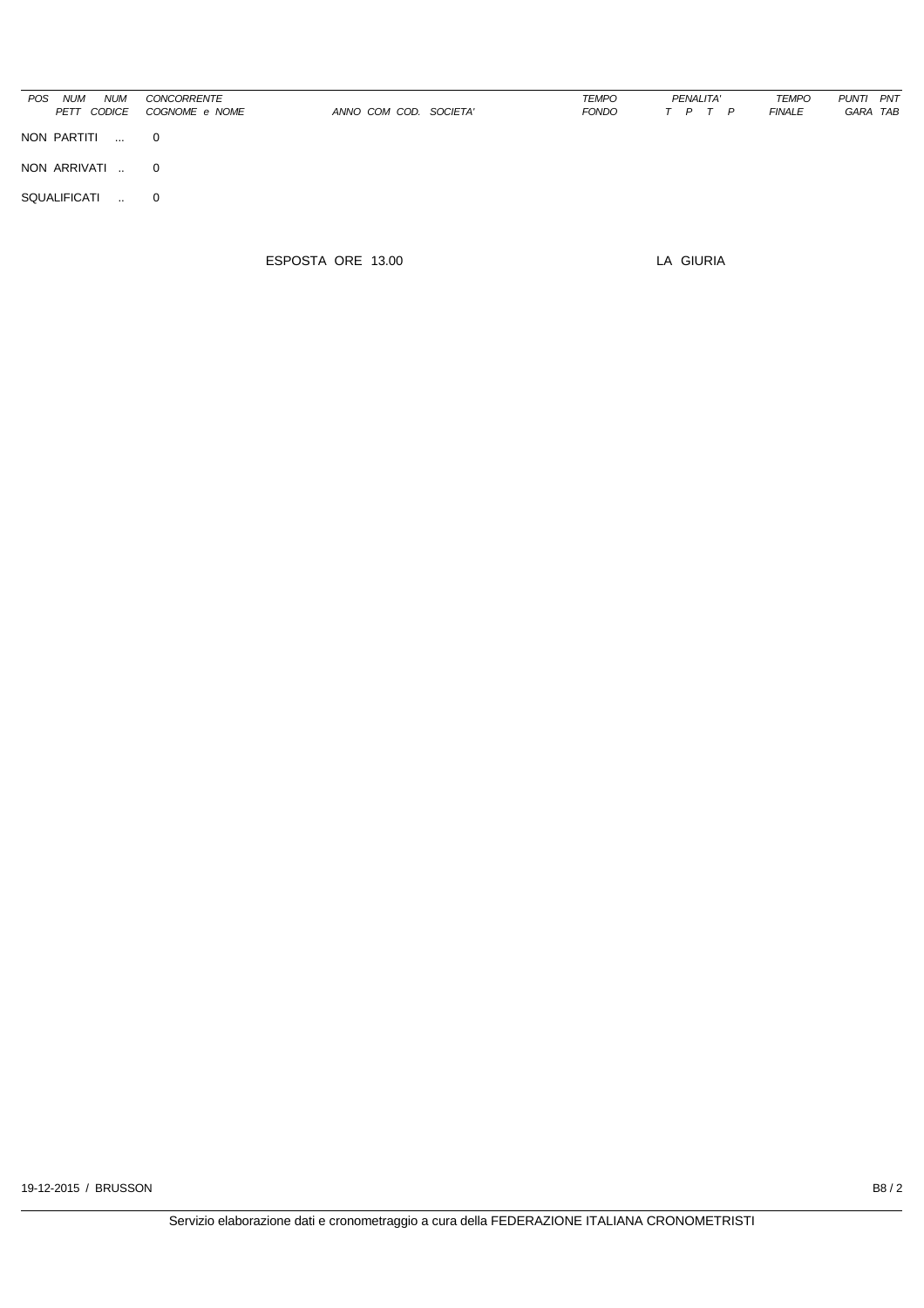| POS | NUM PETT | NUM CODICE | CONCORRENTE COGNOME e NOME | ANNO | COM | COD. | SOCIETA' | TEMPO FONDO | PENALITA' T | P | T | P | TEMPO FINALE | PUNTI GARA | PNT TAB |
|---|---|---|---|---|---|---|---|---|---|---|---|---|---|---|---|

NON PARTITI ... 0

NON ARRIVATI .. 0

SQUALIFICATI .. 0

ESPOSTA ORE 13.00

LA GIURIA

19-12-2015 / BRUSSON

Servizio elaborazione dati e cronometraggio a cura della FEDERAZIONE ITALIANA CRONOMETRISTI